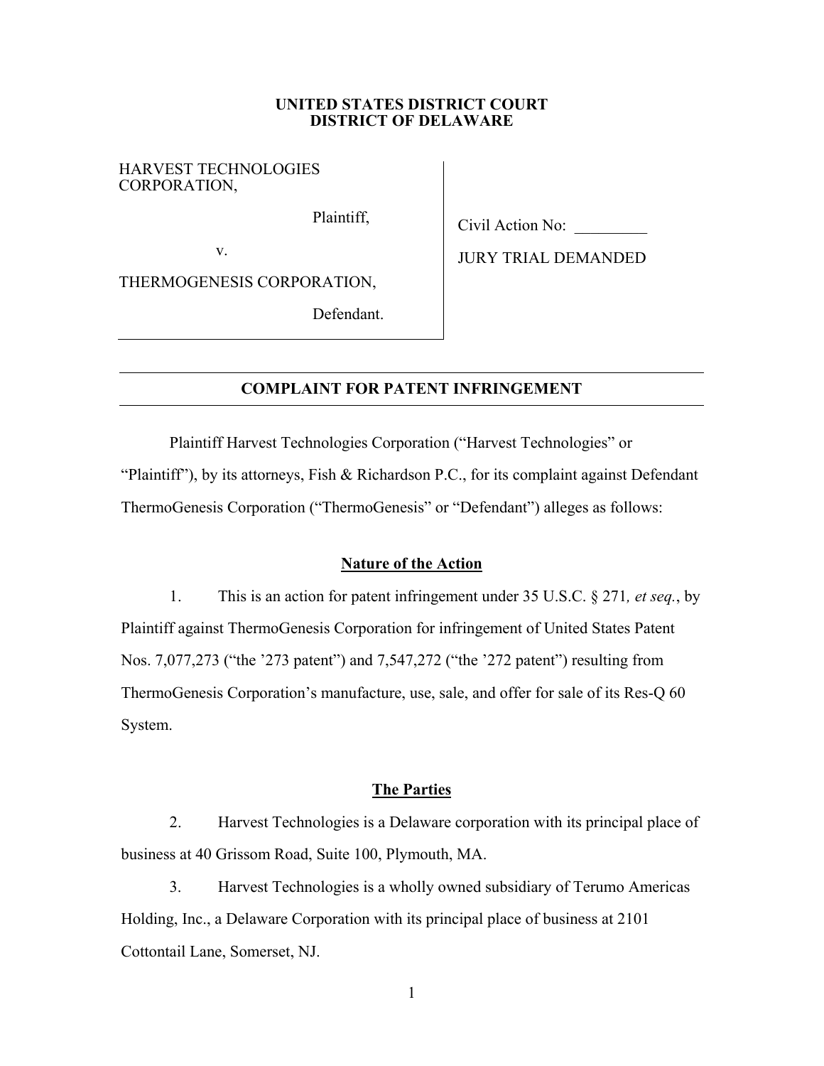**UNITED STATES DISTRICT COURT**
**DISTRICT OF DELAWARE**

| | |
|---|---|
| HARVEST TECHNOLOGIES CORPORATION,<br><br>Plaintiff,<br><br>v.<br><br>THERMOGENESIS CORPORATION,<br><br>Defendant. | Civil Action No: _________<br><br>JURY TRIAL DEMANDED |

## COMPLAINT FOR PATENT INFRINGEMENT

Plaintiff Harvest Technologies Corporation ("Harvest Technologies" or "Plaintiff"), by its attorneys, Fish & Richardson P.C., for its complaint against Defendant ThermoGenesis Corporation ("ThermoGenesis" or "Defendant") alleges as follows:

### Nature of the Action

1. This is an action for patent infringement under 35 U.S.C. § 271*, et seq.*, by Plaintiff against ThermoGenesis Corporation for infringement of United States Patent Nos. 7,077,273 ("the '273 patent") and 7,547,272 ("the '272 patent") resulting from ThermoGenesis Corporation's manufacture, use, sale, and offer for sale of its Res-Q 60 System.

### The Parties

2. Harvest Technologies is a Delaware corporation with its principal place of business at 40 Grissom Road, Suite 100, Plymouth, MA.

3. Harvest Technologies is a wholly owned subsidiary of Terumo Americas Holding, Inc., a Delaware Corporation with its principal place of business at 2101 Cottontail Lane, Somerset, NJ.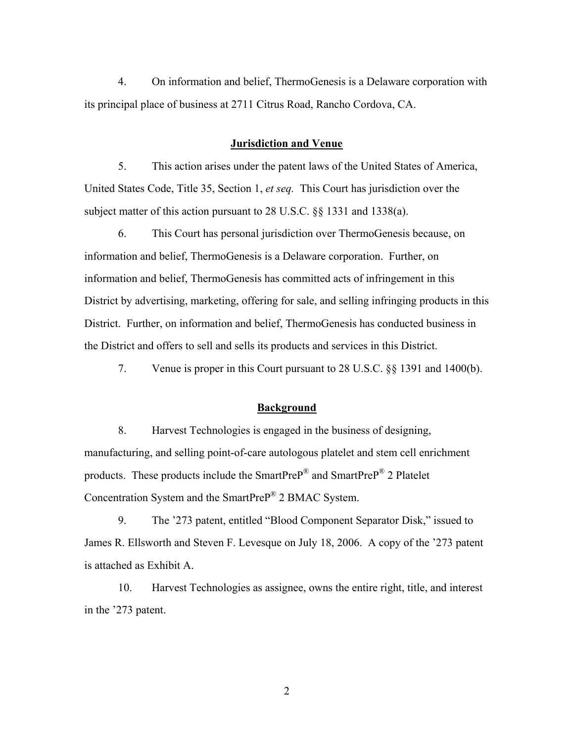4. On information and belief, ThermoGenesis is a Delaware corporation with its principal place of business at 2711 Citrus Road, Rancho Cordova, CA.

## Jurisdiction and Venue

5. This action arises under the patent laws of the United States of America, United States Code, Title 35, Section 1, *et seq.* This Court has jurisdiction over the subject matter of this action pursuant to 28 U.S.C. §§ 1331 and 1338(a).

6. This Court has personal jurisdiction over ThermoGenesis because, on information and belief, ThermoGenesis is a Delaware corporation. Further, on information and belief, ThermoGenesis has committed acts of infringement in this District by advertising, marketing, offering for sale, and selling infringing products in this District. Further, on information and belief, ThermoGenesis has conducted business in the District and offers to sell and sells its products and services in this District.

7. Venue is proper in this Court pursuant to 28 U.S.C. §§ 1391 and 1400(b).

## Background

8. Harvest Technologies is engaged in the business of designing, manufacturing, and selling point-of-care autologous platelet and stem cell enrichment products. These products include the SmartPreP® and SmartPreP® 2 Platelet Concentration System and the SmartPreP® 2 BMAC System.

9. The '273 patent, entitled "Blood Component Separator Disk," issued to James R. Ellsworth and Steven F. Levesque on July 18, 2006. A copy of the '273 patent is attached as Exhibit A.

10. Harvest Technologies as assignee, owns the entire right, title, and interest in the '273 patent.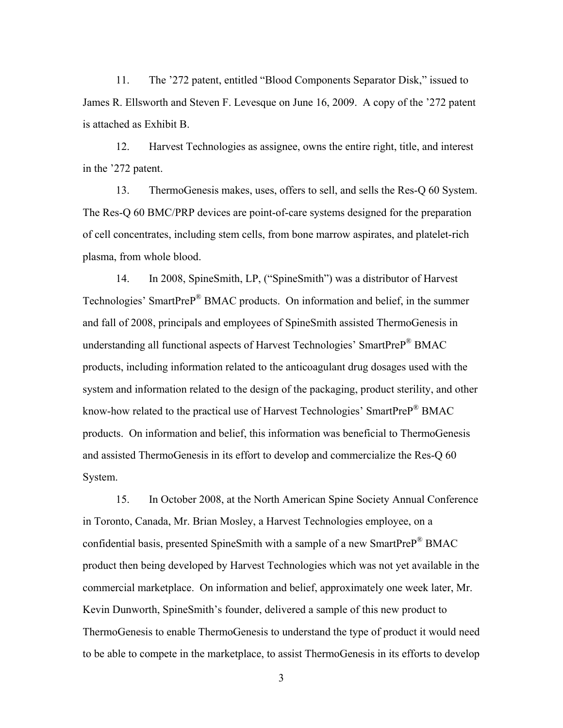11. The '272 patent, entitled "Blood Components Separator Disk," issued to James R. Ellsworth and Steven F. Levesque on June 16, 2009. A copy of the '272 patent is attached as Exhibit B.

12. Harvest Technologies as assignee, owns the entire right, title, and interest in the '272 patent.

13. ThermoGenesis makes, uses, offers to sell, and sells the Res-Q 60 System. The Res-Q 60 BMC/PRP devices are point-of-care systems designed for the preparation of cell concentrates, including stem cells, from bone marrow aspirates, and platelet-rich plasma, from whole blood.

14. In 2008, SpineSmith, LP, ("SpineSmith") was a distributor of Harvest Technologies' SmartPreP® BMAC products. On information and belief, in the summer and fall of 2008, principals and employees of SpineSmith assisted ThermoGenesis in understanding all functional aspects of Harvest Technologies' SmartPreP® BMAC products, including information related to the anticoagulant drug dosages used with the system and information related to the design of the packaging, product sterility, and other know-how related to the practical use of Harvest Technologies' SmartPreP® BMAC products. On information and belief, this information was beneficial to ThermoGenesis and assisted ThermoGenesis in its effort to develop and commercialize the Res-Q 60 System.

15. In October 2008, at the North American Spine Society Annual Conference in Toronto, Canada, Mr. Brian Mosley, a Harvest Technologies employee, on a confidential basis, presented SpineSmith with a sample of a new SmartPreP® BMAC product then being developed by Harvest Technologies which was not yet available in the commercial marketplace. On information and belief, approximately one week later, Mr. Kevin Dunworth, SpineSmith's founder, delivered a sample of this new product to ThermoGenesis to enable ThermoGenesis to understand the type of product it would need to be able to compete in the marketplace, to assist ThermoGenesis in its efforts to develop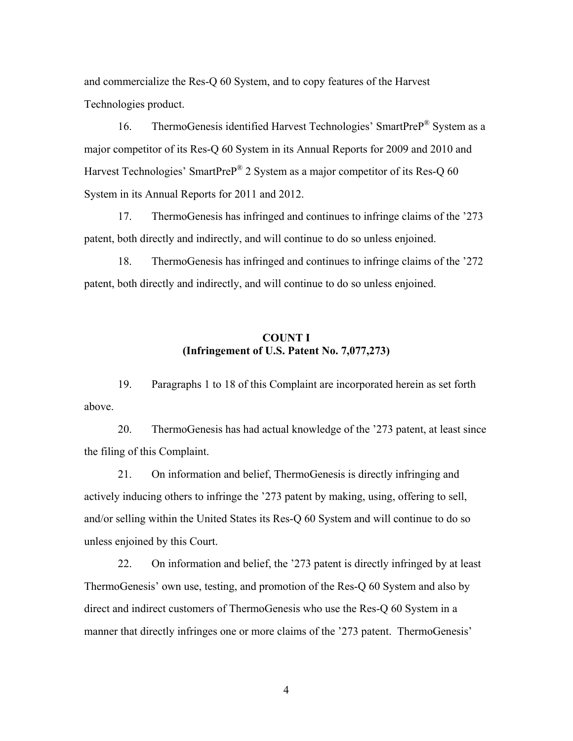and commercialize the Res-Q 60 System, and to copy features of the Harvest Technologies product.

16. ThermoGenesis identified Harvest Technologies' SmartPreP® System as a major competitor of its Res-Q 60 System in its Annual Reports for 2009 and 2010 and Harvest Technologies' SmartPreP® 2 System as a major competitor of its Res-Q 60 System in its Annual Reports for 2011 and 2012.

17. ThermoGenesis has infringed and continues to infringe claims of the '273 patent, both directly and indirectly, and will continue to do so unless enjoined.

18. ThermoGenesis has infringed and continues to infringe claims of the '272 patent, both directly and indirectly, and will continue to do so unless enjoined.

**COUNT I**
**(Infringement of U.S. Patent No. 7,077,273)**

19. Paragraphs 1 to 18 of this Complaint are incorporated herein as set forth above.

20. ThermoGenesis has had actual knowledge of the '273 patent, at least since the filing of this Complaint.

21. On information and belief, ThermoGenesis is directly infringing and actively inducing others to infringe the '273 patent by making, using, offering to sell, and/or selling within the United States its Res-Q 60 System and will continue to do so unless enjoined by this Court.

22. On information and belief, the '273 patent is directly infringed by at least ThermoGenesis' own use, testing, and promotion of the Res-Q 60 System and also by direct and indirect customers of ThermoGenesis who use the Res-Q 60 System in a manner that directly infringes one or more claims of the '273 patent. ThermoGenesis'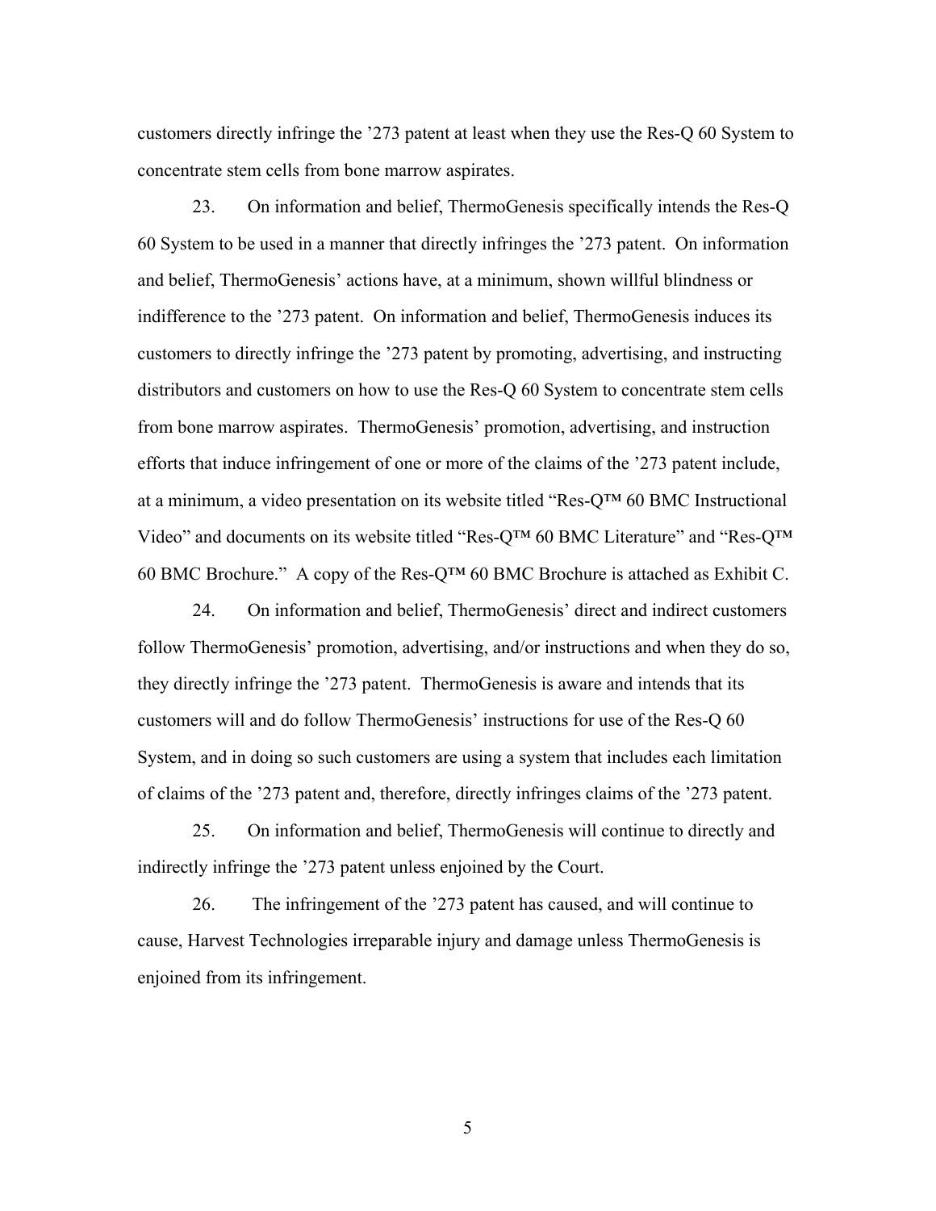customers directly infringe the ’273 patent at least when they use the Res-Q 60 System to concentrate stem cells from bone marrow aspirates.

23. On information and belief, ThermoGenesis specifically intends the Res-Q 60 System to be used in a manner that directly infringes the ’273 patent. On information and belief, ThermoGenesis’ actions have, at a minimum, shown willful blindness or indifference to the ’273 patent. On information and belief, ThermoGenesis induces its customers to directly infringe the ’273 patent by promoting, advertising, and instructing distributors and customers on how to use the Res-Q 60 System to concentrate stem cells from bone marrow aspirates. ThermoGenesis’ promotion, advertising, and instruction efforts that induce infringement of one or more of the claims of the ’273 patent include, at a minimum, a video presentation on its website titled “Res-Q™ 60 BMC Instructional Video” and documents on its website titled “Res-Q™ 60 BMC Literature” and “Res-Q™ 60 BMC Brochure.” A copy of the Res-Q™ 60 BMC Brochure is attached as Exhibit C.

24. On information and belief, ThermoGenesis’ direct and indirect customers follow ThermoGenesis’ promotion, advertising, and/or instructions and when they do so, they directly infringe the ’273 patent. ThermoGenesis is aware and intends that its customers will and do follow ThermoGenesis’ instructions for use of the Res-Q 60 System, and in doing so such customers are using a system that includes each limitation of claims of the ’273 patent and, therefore, directly infringes claims of the ’273 patent.

25. On information and belief, ThermoGenesis will continue to directly and indirectly infringe the ’273 patent unless enjoined by the Court.

26. The infringement of the ’273 patent has caused, and will continue to cause, Harvest Technologies irreparable injury and damage unless ThermoGenesis is enjoined from its infringement.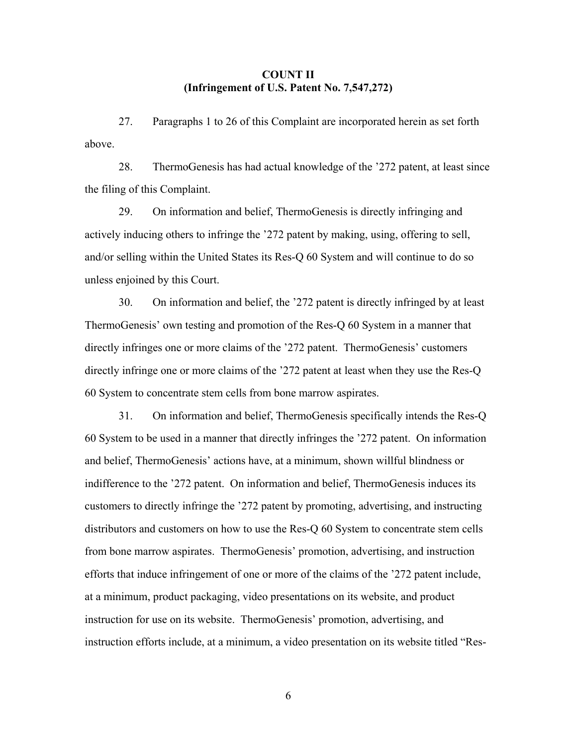**COUNT II**
**(Infringement of U.S. Patent No. 7,547,272)**

27. Paragraphs 1 to 26 of this Complaint are incorporated herein as set forth above.

28. ThermoGenesis has had actual knowledge of the '272 patent, at least since the filing of this Complaint.

29. On information and belief, ThermoGenesis is directly infringing and actively inducing others to infringe the '272 patent by making, using, offering to sell, and/or selling within the United States its Res-Q 60 System and will continue to do so unless enjoined by this Court.

30. On information and belief, the '272 patent is directly infringed by at least ThermoGenesis' own testing and promotion of the Res-Q 60 System in a manner that directly infringes one or more claims of the '272 patent. ThermoGenesis' customers directly infringe one or more claims of the '272 patent at least when they use the Res-Q 60 System to concentrate stem cells from bone marrow aspirates.

31. On information and belief, ThermoGenesis specifically intends the Res-Q 60 System to be used in a manner that directly infringes the '272 patent. On information and belief, ThermoGenesis' actions have, at a minimum, shown willful blindness or indifference to the '272 patent. On information and belief, ThermoGenesis induces its customers to directly infringe the '272 patent by promoting, advertising, and instructing distributors and customers on how to use the Res-Q 60 System to concentrate stem cells from bone marrow aspirates. ThermoGenesis' promotion, advertising, and instruction efforts that induce infringement of one or more of the claims of the '272 patent include, at a minimum, product packaging, video presentations on its website, and product instruction for use on its website. ThermoGenesis' promotion, advertising, and instruction efforts include, at a minimum, a video presentation on its website titled "Res-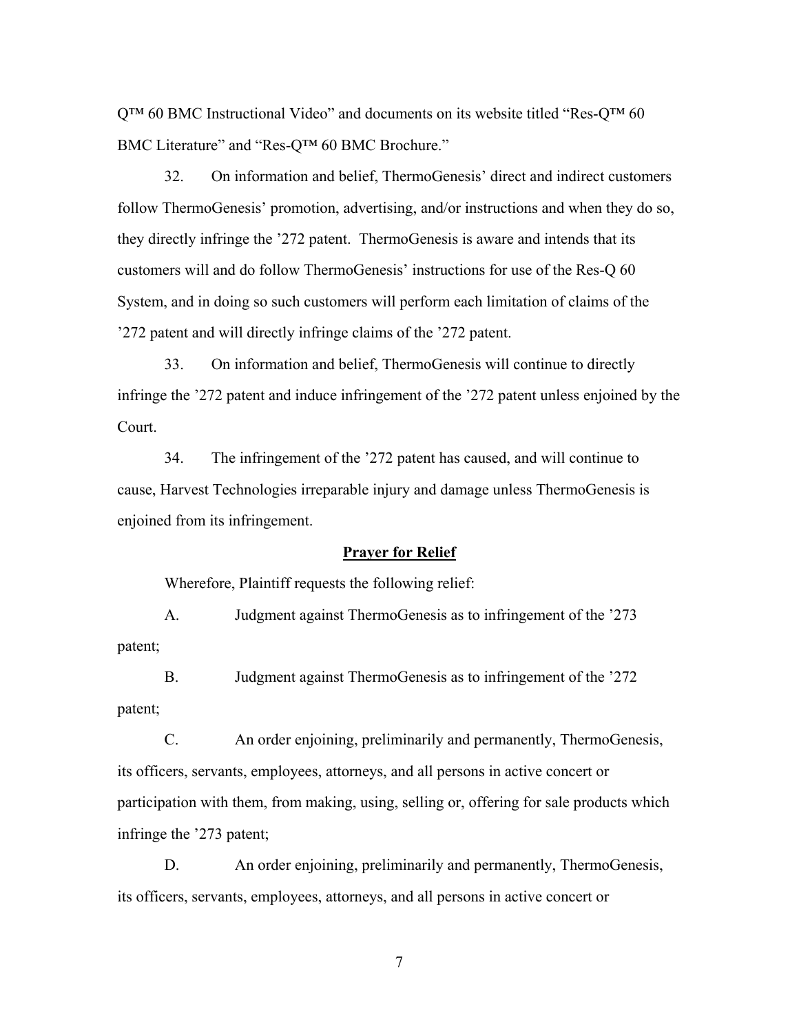Q™ 60 BMC Instructional Video" and documents on its website titled "Res-Q™ 60 BMC Literature" and "Res-Q™ 60 BMC Brochure."

32. On information and belief, ThermoGenesis' direct and indirect customers follow ThermoGenesis' promotion, advertising, and/or instructions and when they do so, they directly infringe the '272 patent. ThermoGenesis is aware and intends that its customers will and do follow ThermoGenesis' instructions for use of the Res-Q 60 System, and in doing so such customers will perform each limitation of claims of the '272 patent and will directly infringe claims of the '272 patent.

33. On information and belief, ThermoGenesis will continue to directly infringe the '272 patent and induce infringement of the '272 patent unless enjoined by the Court.

34. The infringement of the '272 patent has caused, and will continue to cause, Harvest Technologies irreparable injury and damage unless ThermoGenesis is enjoined from its infringement.

**Prayer for Relief**

Wherefore, Plaintiff requests the following relief:

A. Judgment against ThermoGenesis as to infringement of the '273 patent;

B. Judgment against ThermoGenesis as to infringement of the '272 patent;

C. An order enjoining, preliminarily and permanently, ThermoGenesis, its officers, servants, employees, attorneys, and all persons in active concert or participation with them, from making, using, selling or, offering for sale products which infringe the '273 patent;

D. An order enjoining, preliminarily and permanently, ThermoGenesis, its officers, servants, employees, attorneys, and all persons in active concert or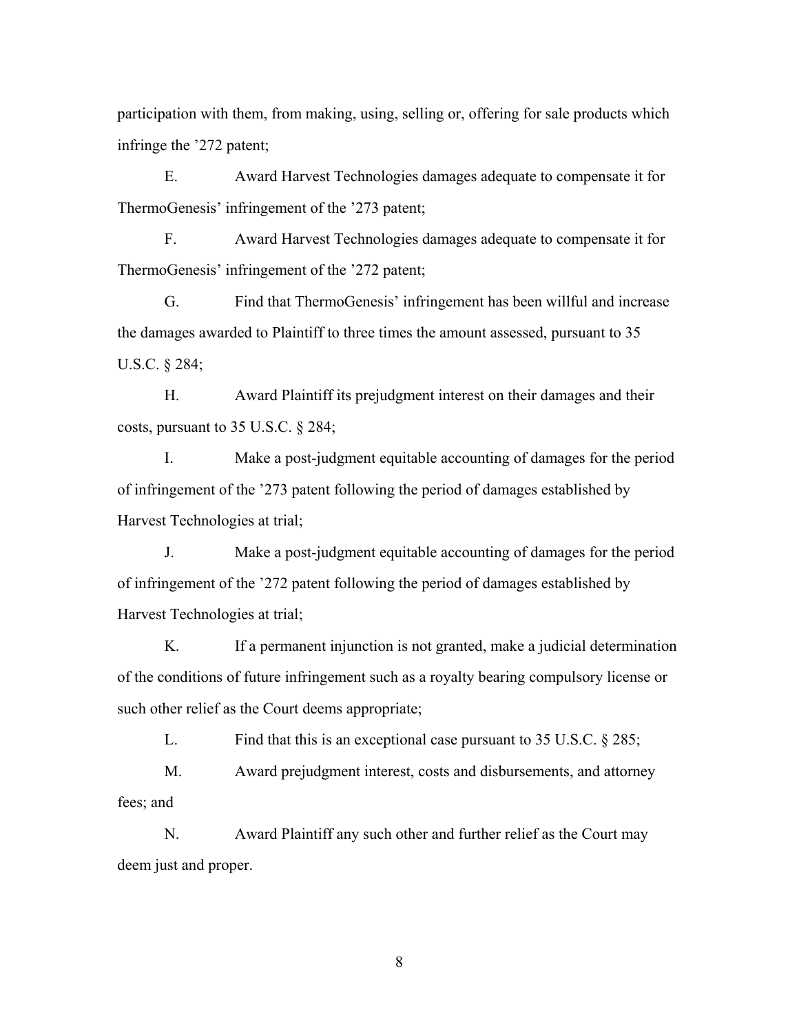participation with them, from making, using, selling or, offering for sale products which infringe the ’272 patent;

E. Award Harvest Technologies damages adequate to compensate it for ThermoGenesis’ infringement of the ’273 patent;

F. Award Harvest Technologies damages adequate to compensate it for ThermoGenesis’ infringement of the ’272 patent;

G. Find that ThermoGenesis’ infringement has been willful and increase the damages awarded to Plaintiff to three times the amount assessed, pursuant to 35 U.S.C. § 284;

H. Award Plaintiff its prejudgment interest on their damages and their costs, pursuant to 35 U.S.C. § 284;

I. Make a post-judgment equitable accounting of damages for the period of infringement of the ’273 patent following the period of damages established by Harvest Technologies at trial;

J. Make a post-judgment equitable accounting of damages for the period of infringement of the ’272 patent following the period of damages established by Harvest Technologies at trial;

K. If a permanent injunction is not granted, make a judicial determination of the conditions of future infringement such as a royalty bearing compulsory license or such other relief as the Court deems appropriate;

L. Find that this is an exceptional case pursuant to 35 U.S.C. § 285;

M. Award prejudgment interest, costs and disbursements, and attorney fees; and

N. Award Plaintiff any such other and further relief as the Court may deem just and proper.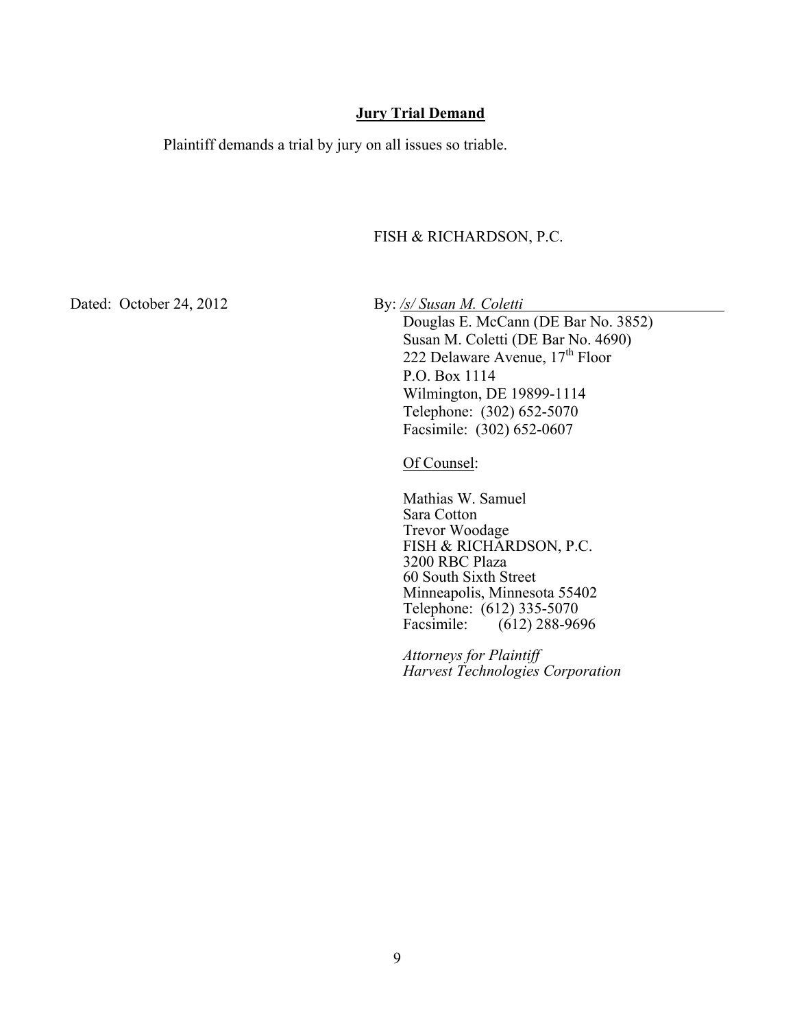**Jury Trial Demand**

Plaintiff demands a trial by jury on all issues so triable.

FISH & RICHARDSON, P.C.

Dated: October 24, 2012

By: */s/ Susan M. Coletti*
Douglas E. McCann (DE Bar No. 3852)
Susan M. Coletti (DE Bar No. 4690)
222 Delaware Avenue, 17th Floor
P.O. Box 1114
Wilmington, DE 19899-1114
Telephone: (302) 652-5070
Facsimile: (302) 652-0607

Of Counsel:

Mathias W. Samuel
Sara Cotton
Trevor Woodage
FISH & RICHARDSON, P.C.
3200 RBC Plaza
60 South Sixth Street
Minneapolis, Minnesota 55402
Telephone: (612) 335-5070
Facsimile: (612) 288-9696

*Attorneys for Plaintiff*
*Harvest Technologies Corporation*